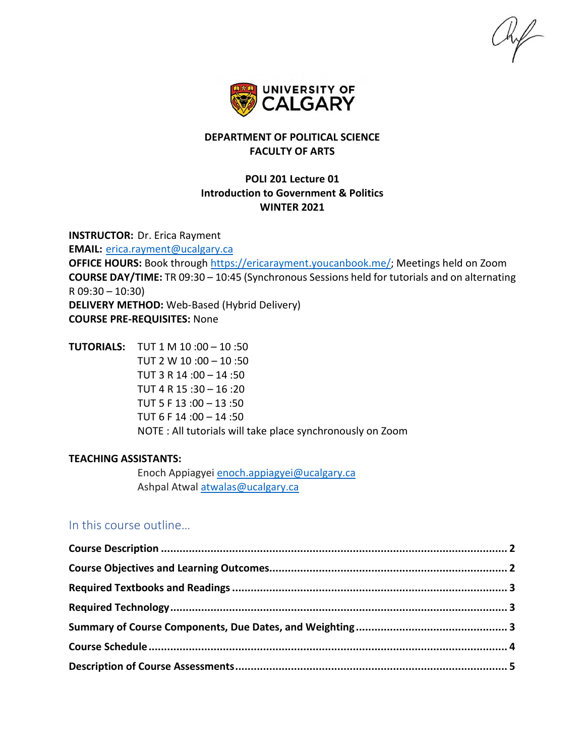**DEPARTMENT OF POLITICAL SCIENCE**
**FACULTY OF ARTS**

# POLI 201 Lecture 01
# Introduction to Government & Politics
## WINTER 2021

**INSTRUCTOR:** Dr. Erica Rayment
**EMAIL:** erica.rayment@ucalgary.ca
**OFFICE HOURS:** Book through https://ericarayment.youcanbook.me/; Meetings held on Zoom
**COURSE DAY/TIME:** TR 09:30 – 10:45 (Synchronous Sessions held for tutorials and on alternating R 09:30 – 10:30)
**DELIVERY METHOD:** Web-Based (Hybrid Delivery)
**COURSE PRE-REQUISITES:** None

**TUTORIALS:**
TUT 1 M 10 :00 – 10 :50
TUT 2 W 10 :00 – 10 :50
TUT 3 R 14 :00 – 14 :50
TUT 4 R 15 :30 – 16 :20
TUT 5 F 13 :00 – 13 :50
TUT 6 F 14 :00 – 14 :50
NOTE : All tutorials will take place synchronously on Zoom

**TEACHING ASSISTANTS:**
Enoch Appiagyei enoch.appiagyei@ucalgary.ca
Ashpal Atwal atwalas@ucalgary.ca

## In this course outline…

**Course Description** ........ 2
**Course Objectives and Learning Outcomes** ........ 2
**Required Textbooks and Readings** ........ 3
**Required Technology** ........ 3
**Summary of Course Components, Due Dates, and Weighting** ........ 3
**Course Schedule** ........ 4
**Description of Course Assessments** ........ 5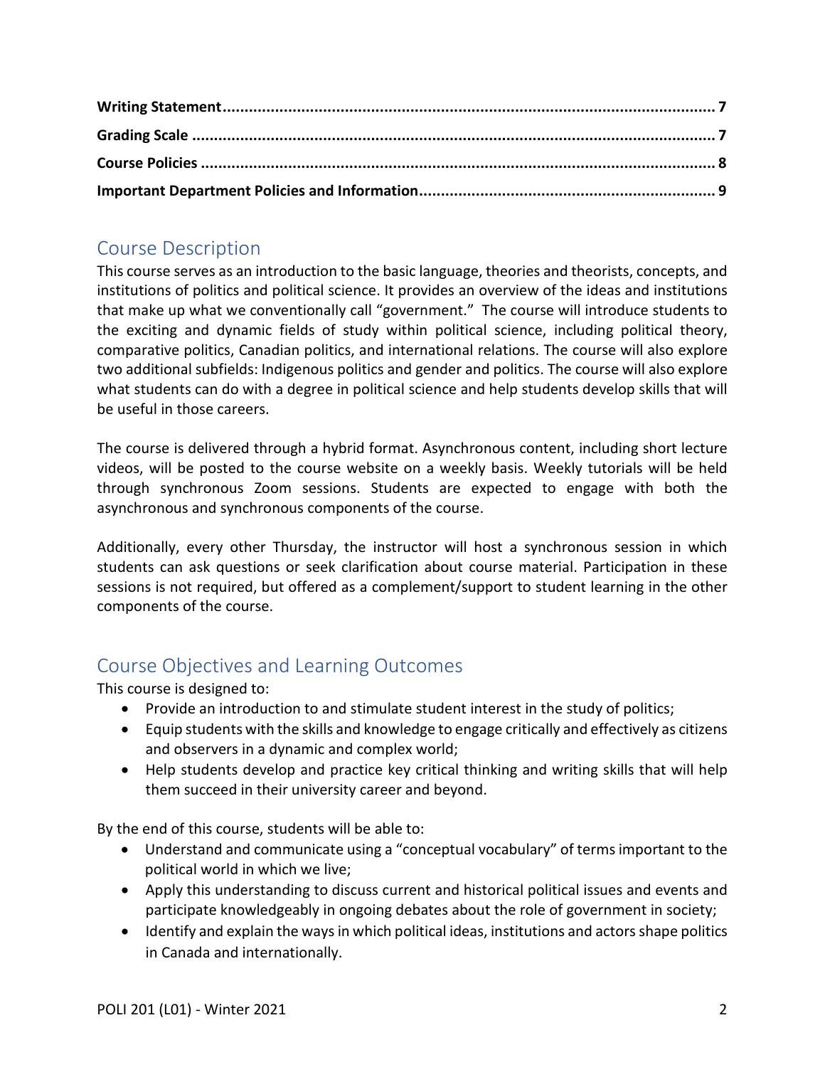**Writing Statement** ........................................................................................................ **7**
**Grading Scale** ................................................................................................................ **7**
**Course Policies** .............................................................................................................. **8**
**Important Department Policies and Information** .......................................................... **9**

## Course Description

This course serves as an introduction to the basic language, theories and theorists, concepts, and institutions of politics and political science. It provides an overview of the ideas and institutions that make up what we conventionally call "government." The course will introduce students to the exciting and dynamic fields of study within political science, including political theory, comparative politics, Canadian politics, and international relations. The course will also explore two additional subfields: Indigenous politics and gender and politics. The course will also explore what students can do with a degree in political science and help students develop skills that will be useful in those careers.

The course is delivered through a hybrid format. Asynchronous content, including short lecture videos, will be posted to the course website on a weekly basis. Weekly tutorials will be held through synchronous Zoom sessions. Students are expected to engage with both the asynchronous and synchronous components of the course.

Additionally, every other Thursday, the instructor will host a synchronous session in which students can ask questions or seek clarification about course material. Participation in these sessions is not required, but offered as a complement/support to student learning in the other components of the course.

## Course Objectives and Learning Outcomes

This course is designed to:

- Provide an introduction to and stimulate student interest in the study of politics;
- Equip students with the skills and knowledge to engage critically and effectively as citizens and observers in a dynamic and complex world;
- Help students develop and practice key critical thinking and writing skills that will help them succeed in their university career and beyond.

By the end of this course, students will be able to:

- Understand and communicate using a "conceptual vocabulary" of terms important to the political world in which we live;
- Apply this understanding to discuss current and historical political issues and events and participate knowledgeably in ongoing debates about the role of government in society;
- Identify and explain the ways in which political ideas, institutions and actors shape politics in Canada and internationally.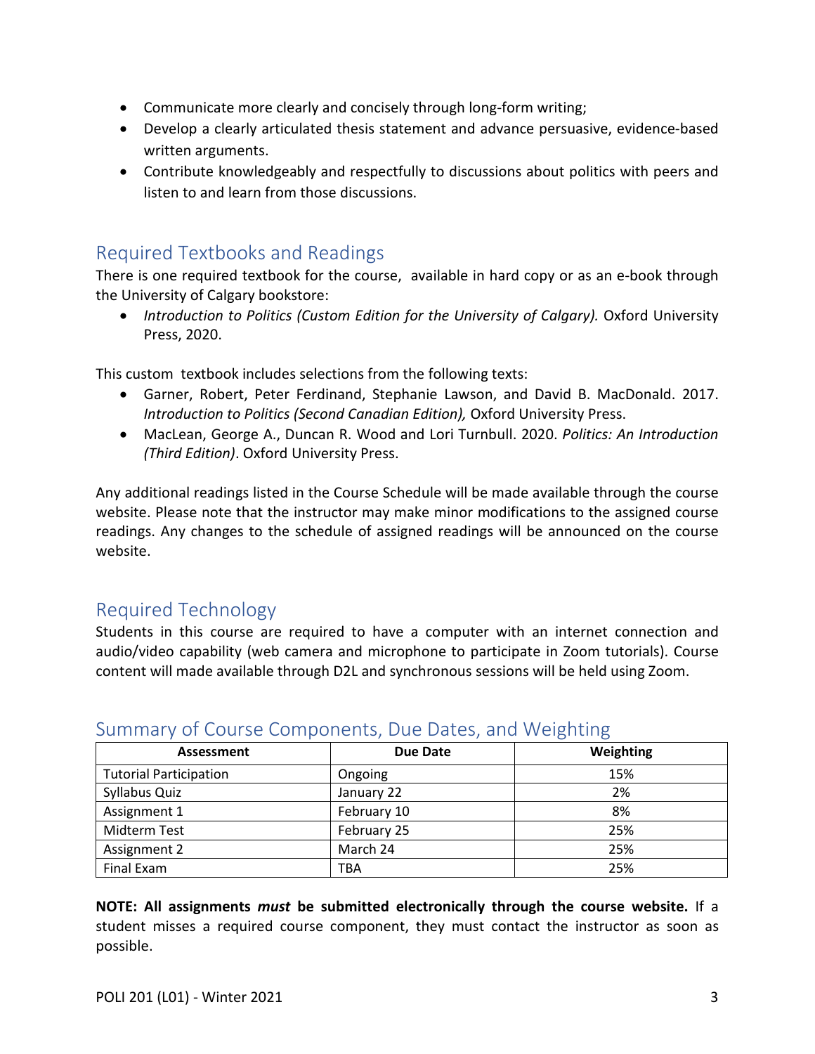- Communicate more clearly and concisely through long-form writing;
- Develop a clearly articulated thesis statement and advance persuasive, evidence-based written arguments.
- Contribute knowledgeably and respectfully to discussions about politics with peers and listen to and learn from those discussions.

## Required Textbooks and Readings

There is one required textbook for the course, available in hard copy or as an e-book through the University of Calgary bookstore:

- *Introduction to Politics (Custom Edition for the University of Calgary).* Oxford University Press, 2020.

This custom textbook includes selections from the following texts:

- Garner, Robert, Peter Ferdinand, Stephanie Lawson, and David B. MacDonald. 2017. *Introduction to Politics (Second Canadian Edition),* Oxford University Press.
- MacLean, George A., Duncan R. Wood and Lori Turnbull. 2020. *Politics: An Introduction (Third Edition)*. Oxford University Press.

Any additional readings listed in the Course Schedule will be made available through the course website. Please note that the instructor may make minor modifications to the assigned course readings. Any changes to the schedule of assigned readings will be announced on the course website.

## Required Technology

Students in this course are required to have a computer with an internet connection and audio/video capability (web camera and microphone to participate in Zoom tutorials). Course content will made available through D2L and synchronous sessions will be held using Zoom.

## Summary of Course Components, Due Dates, and Weighting

| Assessment | Due Date | Weighting |
|---|---|---|
| Tutorial Participation | Ongoing | 15% |
| Syllabus Quiz | January 22 | 2% |
| Assignment 1 | February 10 | 8% |
| Midterm Test | February 25 | 25% |
| Assignment 2 | March 24 | 25% |
| Final Exam | TBA | 25% |

**NOTE: All assignments *must* be submitted electronically through the course website.** If a student misses a required course component, they must contact the instructor as soon as possible.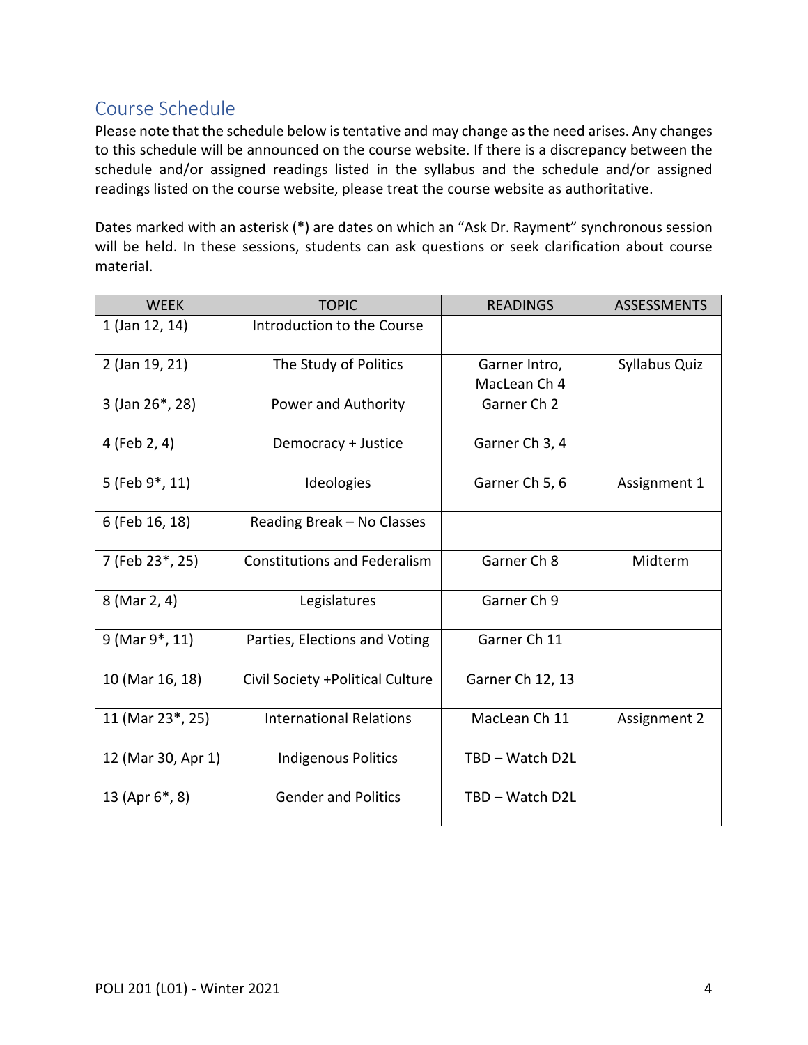## Course Schedule

Please note that the schedule below is tentative and may change as the need arises. Any changes to this schedule will be announced on the course website. If there is a discrepancy between the schedule and/or assigned readings listed in the syllabus and the schedule and/or assigned readings listed on the course website, please treat the course website as authoritative.

Dates marked with an asterisk (*) are dates on which an "Ask Dr. Rayment" synchronous session will be held. In these sessions, students can ask questions or seek clarification about course material.

| WEEK | TOPIC | READINGS | ASSESSMENTS |
|---|---|---|---|
| 1 (Jan 12, 14) | Introduction to the Course | | |
| 2 (Jan 19, 21) | The Study of Politics | Garner Intro, MacLean Ch 4 | Syllabus Quiz |
| 3 (Jan 26*, 28) | Power and Authority | Garner Ch 2 | |
| 4 (Feb 2, 4) | Democracy + Justice | Garner Ch 3, 4 | |
| 5 (Feb 9*, 11) | Ideologies | Garner Ch 5, 6 | Assignment 1 |
| 6 (Feb 16, 18) | Reading Break – No Classes | | |
| 7 (Feb 23*, 25) | Constitutions and Federalism | Garner Ch 8 | Midterm |
| 8 (Mar 2, 4) | Legislatures | Garner Ch 9 | |
| 9 (Mar 9*, 11) | Parties, Elections and Voting | Garner Ch 11 | |
| 10 (Mar 16, 18) | Civil Society +Political Culture | Garner Ch 12, 13 | |
| 11 (Mar 23*, 25) | International Relations | MacLean Ch 11 | Assignment 2 |
| 12 (Mar 30, Apr 1) | Indigenous Politics | TBD – Watch D2L | |
| 13 (Apr 6*, 8) | Gender and Politics | TBD – Watch D2L | |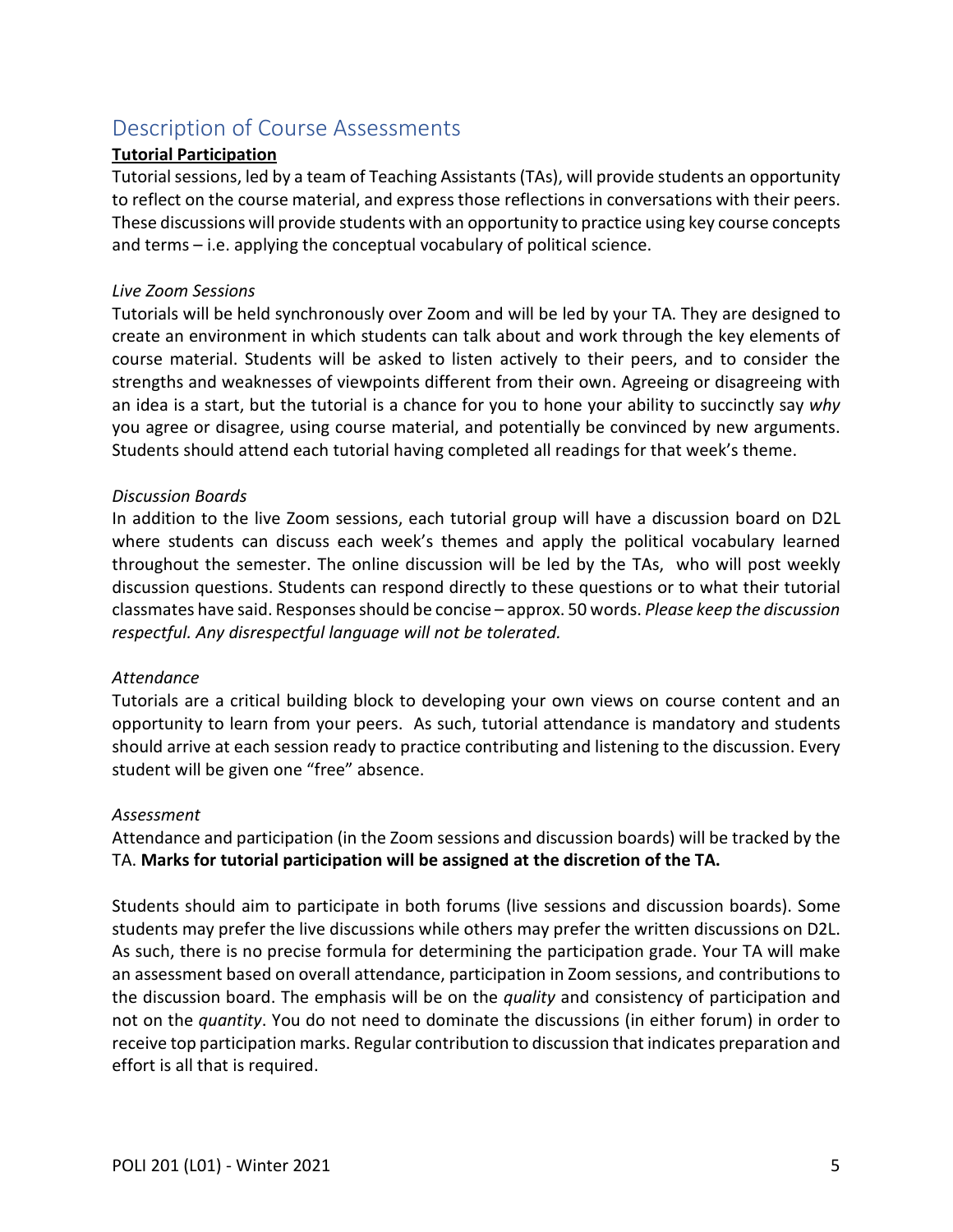## Description of Course Assessments

### Tutorial Participation

Tutorial sessions, led by a team of Teaching Assistants (TAs), will provide students an opportunity to reflect on the course material, and express those reflections in conversations with their peers. These discussions will provide students with an opportunity to practice using key course concepts and terms – i.e. applying the conceptual vocabulary of political science.

*Live Zoom Sessions*

Tutorials will be held synchronously over Zoom and will be led by your TA. They are designed to create an environment in which students can talk about and work through the key elements of course material. Students will be asked to listen actively to their peers, and to consider the strengths and weaknesses of viewpoints different from their own. Agreeing or disagreeing with an idea is a start, but the tutorial is a chance for you to hone your ability to succinctly say *why* you agree or disagree, using course material, and potentially be convinced by new arguments. Students should attend each tutorial having completed all readings for that week's theme.

*Discussion Boards*

In addition to the live Zoom sessions, each tutorial group will have a discussion board on D2L where students can discuss each week's themes and apply the political vocabulary learned throughout the semester. The online discussion will be led by the TAs, who will post weekly discussion questions. Students can respond directly to these questions or to what their tutorial classmates have said. Responses should be concise – approx. 50 words. *Please keep the discussion respectful. Any disrespectful language will not be tolerated.*

*Attendance*

Tutorials are a critical building block to developing your own views on course content and an opportunity to learn from your peers. As such, tutorial attendance is mandatory and students should arrive at each session ready to practice contributing and listening to the discussion. Every student will be given one "free" absence.

*Assessment*

Attendance and participation (in the Zoom sessions and discussion boards) will be tracked by the TA. **Marks for tutorial participation will be assigned at the discretion of the TA.**

Students should aim to participate in both forums (live sessions and discussion boards). Some students may prefer the live discussions while others may prefer the written discussions on D2L. As such, there is no precise formula for determining the participation grade. Your TA will make an assessment based on overall attendance, participation in Zoom sessions, and contributions to the discussion board. The emphasis will be on the *quality* and consistency of participation and not on the *quantity*. You do not need to dominate the discussions (in either forum) in order to receive top participation marks. Regular contribution to discussion that indicates preparation and effort is all that is required.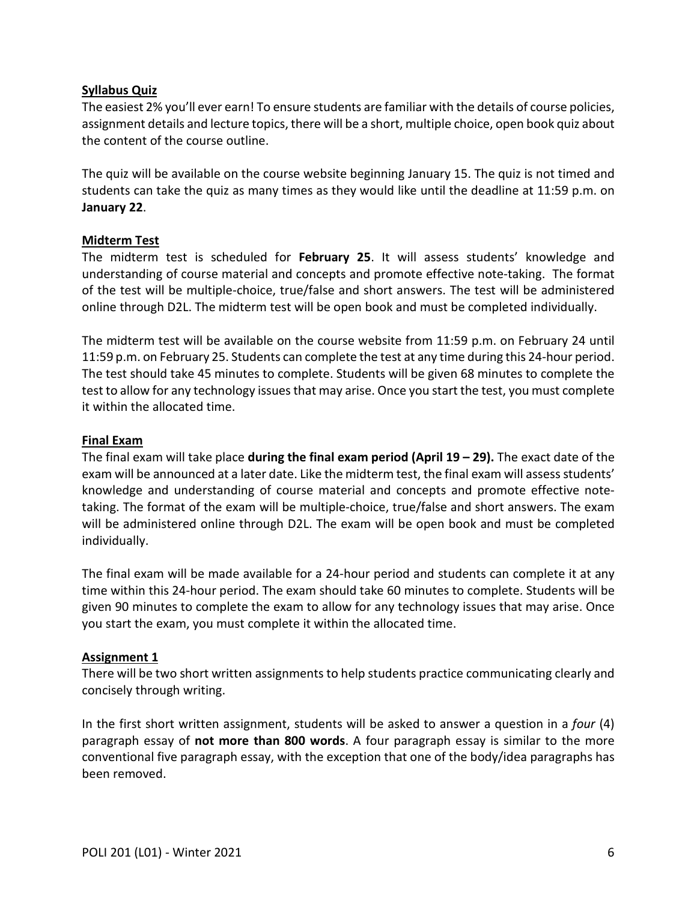**Syllabus Quiz**

The easiest 2% you'll ever earn! To ensure students are familiar with the details of course policies, assignment details and lecture topics, there will be a short, multiple choice, open book quiz about the content of the course outline.

The quiz will be available on the course website beginning January 15. The quiz is not timed and students can take the quiz as many times as they would like until the deadline at 11:59 p.m. on **January 22**.

**Midterm Test**

The midterm test is scheduled for **February 25**. It will assess students' knowledge and understanding of course material and concepts and promote effective note-taking. The format of the test will be multiple-choice, true/false and short answers. The test will be administered online through D2L. The midterm test will be open book and must be completed individually.

The midterm test will be available on the course website from 11:59 p.m. on February 24 until 11:59 p.m. on February 25. Students can complete the test at any time during this 24-hour period. The test should take 45 minutes to complete. Students will be given 68 minutes to complete the test to allow for any technology issues that may arise. Once you start the test, you must complete it within the allocated time.

**Final Exam**

The final exam will take place **during the final exam period (April 19 – 29).** The exact date of the exam will be announced at a later date. Like the midterm test, the final exam will assess students' knowledge and understanding of course material and concepts and promote effective note-taking. The format of the exam will be multiple-choice, true/false and short answers. The exam will be administered online through D2L. The exam will be open book and must be completed individually.

The final exam will be made available for a 24-hour period and students can complete it at any time within this 24-hour period. The exam should take 60 minutes to complete. Students will be given 90 minutes to complete the exam to allow for any technology issues that may arise. Once you start the exam, you must complete it within the allocated time.

**Assignment 1**

There will be two short written assignments to help students practice communicating clearly and concisely through writing.

In the first short written assignment, students will be asked to answer a question in a *four* (4) paragraph essay of **not more than 800 words**. A four paragraph essay is similar to the more conventional five paragraph essay, with the exception that one of the body/idea paragraphs has been removed.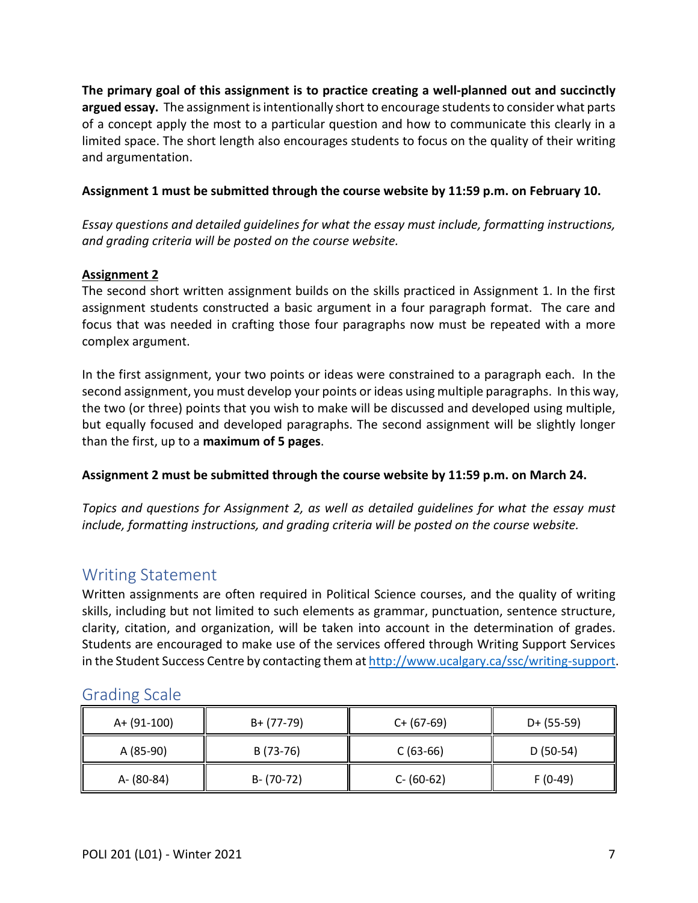**The primary goal of this assignment is to practice creating a well-planned out and succinctly argued essay.** The assignment is intentionally short to encourage students to consider what parts of a concept apply the most to a particular question and how to communicate this clearly in a limited space. The short length also encourages students to focus on the quality of their writing and argumentation.

**Assignment 1 must be submitted through the course website by 11:59 p.m. on February 10.**

*Essay questions and detailed guidelines for what the essay must include, formatting instructions, and grading criteria will be posted on the course website.*

**Assignment 2**

The second short written assignment builds on the skills practiced in Assignment 1. In the first assignment students constructed a basic argument in a four paragraph format. The care and focus that was needed in crafting those four paragraphs now must be repeated with a more complex argument.

In the first assignment, your two points or ideas were constrained to a paragraph each. In the second assignment, you must develop your points or ideas using multiple paragraphs. In this way, the two (or three) points that you wish to make will be discussed and developed using multiple, but equally focused and developed paragraphs. The second assignment will be slightly longer than the first, up to a **maximum of 5 pages**.

**Assignment 2 must be submitted through the course website by 11:59 p.m. on March 24.**

*Topics and questions for Assignment 2, as well as detailed guidelines for what the essay must include, formatting instructions, and grading criteria will be posted on the course website.*

## Writing Statement

Written assignments are often required in Political Science courses, and the quality of writing skills, including but not limited to such elements as grammar, punctuation, sentence structure, clarity, citation, and organization, will be taken into account in the determination of grades. Students are encouraged to make use of the services offered through Writing Support Services in the Student Success Centre by contacting them at http://www.ucalgary.ca/ssc/writing-support.

## Grading Scale

| | | | |
|---|---|---|---|
| A+ (91-100) | B+ (77-79) | C+ (67-69) | D+ (55-59) |
| A (85-90) | B (73-76) | C (63-66) | D (50-54) |
| A- (80-84) | B- (70-72) | C- (60-62) | F (0-49) |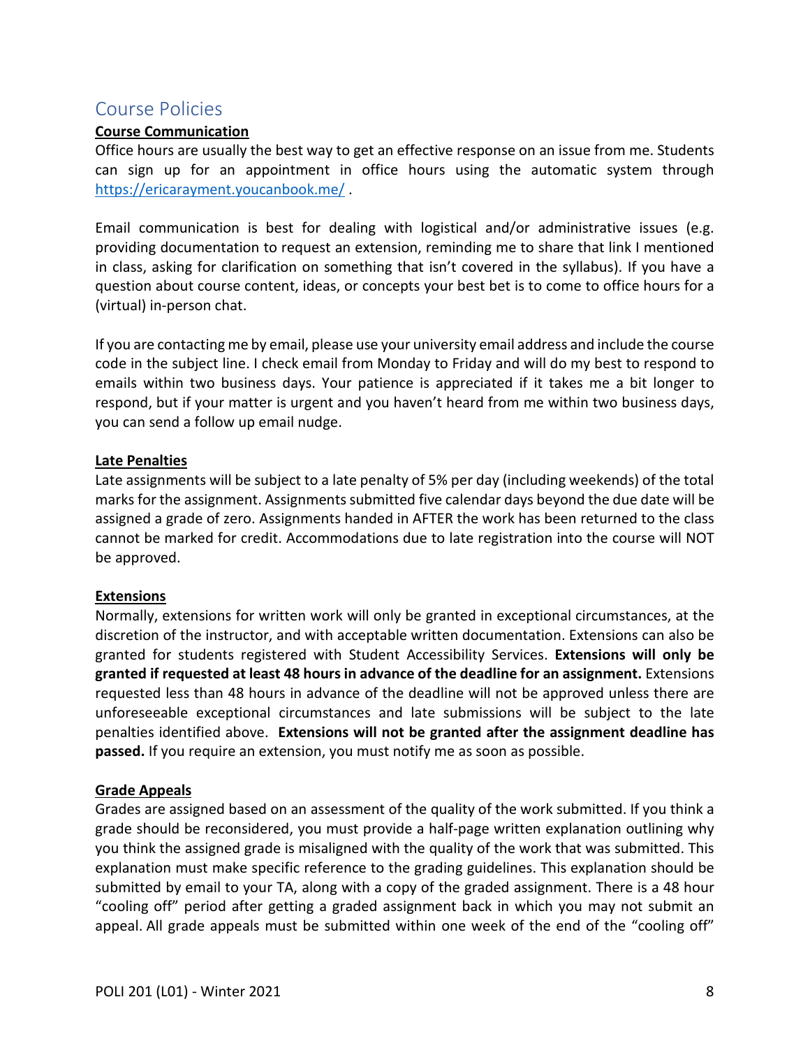## Course Policies

**Course Communication**

Office hours are usually the best way to get an effective response on an issue from me. Students can sign up for an appointment in office hours using the automatic system through [https://ericarayment.youcanbook.me/](https://ericarayment.youcanbook.me/) .

Email communication is best for dealing with logistical and/or administrative issues (e.g. providing documentation to request an extension, reminding me to share that link I mentioned in class, asking for clarification on something that isn't covered in the syllabus). If you have a question about course content, ideas, or concepts your best bet is to come to office hours for a (virtual) in-person chat.

If you are contacting me by email, please use your university email address and include the course code in the subject line. I check email from Monday to Friday and will do my best to respond to emails within two business days. Your patience is appreciated if it takes me a bit longer to respond, but if your matter is urgent and you haven't heard from me within two business days, you can send a follow up email nudge.

**Late Penalties**

Late assignments will be subject to a late penalty of 5% per day (including weekends) of the total marks for the assignment. Assignments submitted five calendar days beyond the due date will be assigned a grade of zero. Assignments handed in AFTER the work has been returned to the class cannot be marked for credit. Accommodations due to late registration into the course will NOT be approved.

**Extensions**

Normally, extensions for written work will only be granted in exceptional circumstances, at the discretion of the instructor, and with acceptable written documentation. Extensions can also be granted for students registered with Student Accessibility Services. **Extensions will only be granted if requested at least 48 hours in advance of the deadline for an assignment.** Extensions requested less than 48 hours in advance of the deadline will not be approved unless there are unforeseeable exceptional circumstances and late submissions will be subject to the late penalties identified above. **Extensions will not be granted after the assignment deadline has passed.** If you require an extension, you must notify me as soon as possible.

**Grade Appeals**

Grades are assigned based on an assessment of the quality of the work submitted. If you think a grade should be reconsidered, you must provide a half-page written explanation outlining why you think the assigned grade is misaligned with the quality of the work that was submitted. This explanation must make specific reference to the grading guidelines. This explanation should be submitted by email to your TA, along with a copy of the graded assignment. There is a 48 hour "cooling off" period after getting a graded assignment back in which you may not submit an appeal. All grade appeals must be submitted within one week of the end of the "cooling off"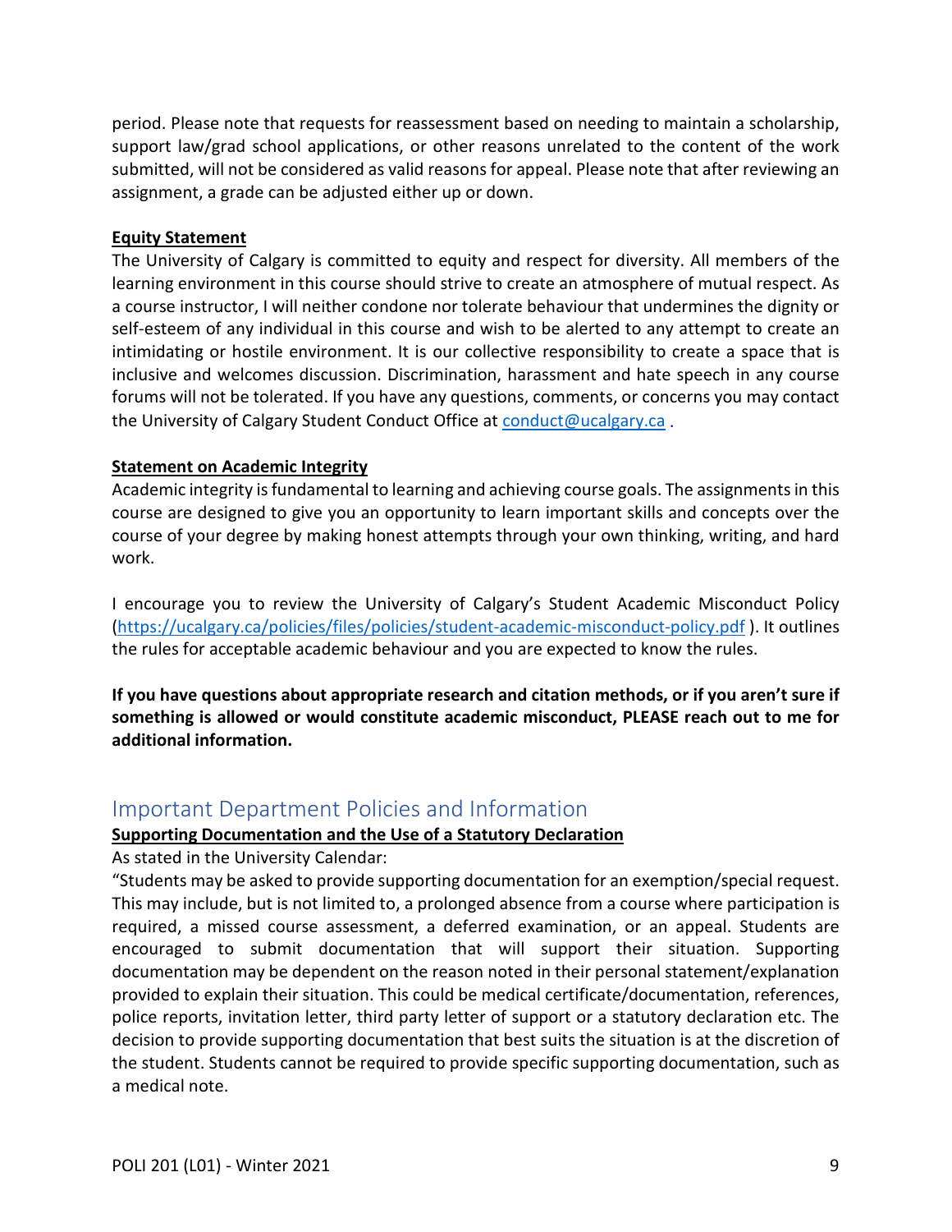period. Please note that requests for reassessment based on needing to maintain a scholarship, support law/grad school applications, or other reasons unrelated to the content of the work submitted, will not be considered as valid reasons for appeal. Please note that after reviewing an assignment, a grade can be adjusted either up or down.

**Equity Statement**

The University of Calgary is committed to equity and respect for diversity. All members of the learning environment in this course should strive to create an atmosphere of mutual respect. As a course instructor, I will neither condone nor tolerate behaviour that undermines the dignity or self-esteem of any individual in this course and wish to be alerted to any attempt to create an intimidating or hostile environment. It is our collective responsibility to create a space that is inclusive and welcomes discussion. Discrimination, harassment and hate speech in any course forums will not be tolerated. If you have any questions, comments, or concerns you may contact the University of Calgary Student Conduct Office at conduct@ucalgary.ca .

**Statement on Academic Integrity**

Academic integrity is fundamental to learning and achieving course goals. The assignments in this course are designed to give you an opportunity to learn important skills and concepts over the course of your degree by making honest attempts through your own thinking, writing, and hard work.

I encourage you to review the University of Calgary's Student Academic Misconduct Policy (https://ucalgary.ca/policies/files/policies/student-academic-misconduct-policy.pdf ). It outlines the rules for acceptable academic behaviour and you are expected to know the rules.

**If you have questions about appropriate research and citation methods, or if you aren't sure if something is allowed or would constitute academic misconduct, PLEASE reach out to me for additional information.**

## Important Department Policies and Information

**Supporting Documentation and the Use of a Statutory Declaration**

As stated in the University Calendar:

"Students may be asked to provide supporting documentation for an exemption/special request. This may include, but is not limited to, a prolonged absence from a course where participation is required, a missed course assessment, a deferred examination, or an appeal. Students are encouraged to submit documentation that will support their situation. Supporting documentation may be dependent on the reason noted in their personal statement/explanation provided to explain their situation. This could be medical certificate/documentation, references, police reports, invitation letter, third party letter of support or a statutory declaration etc. The decision to provide supporting documentation that best suits the situation is at the discretion of the student. Students cannot be required to provide specific supporting documentation, such as a medical note.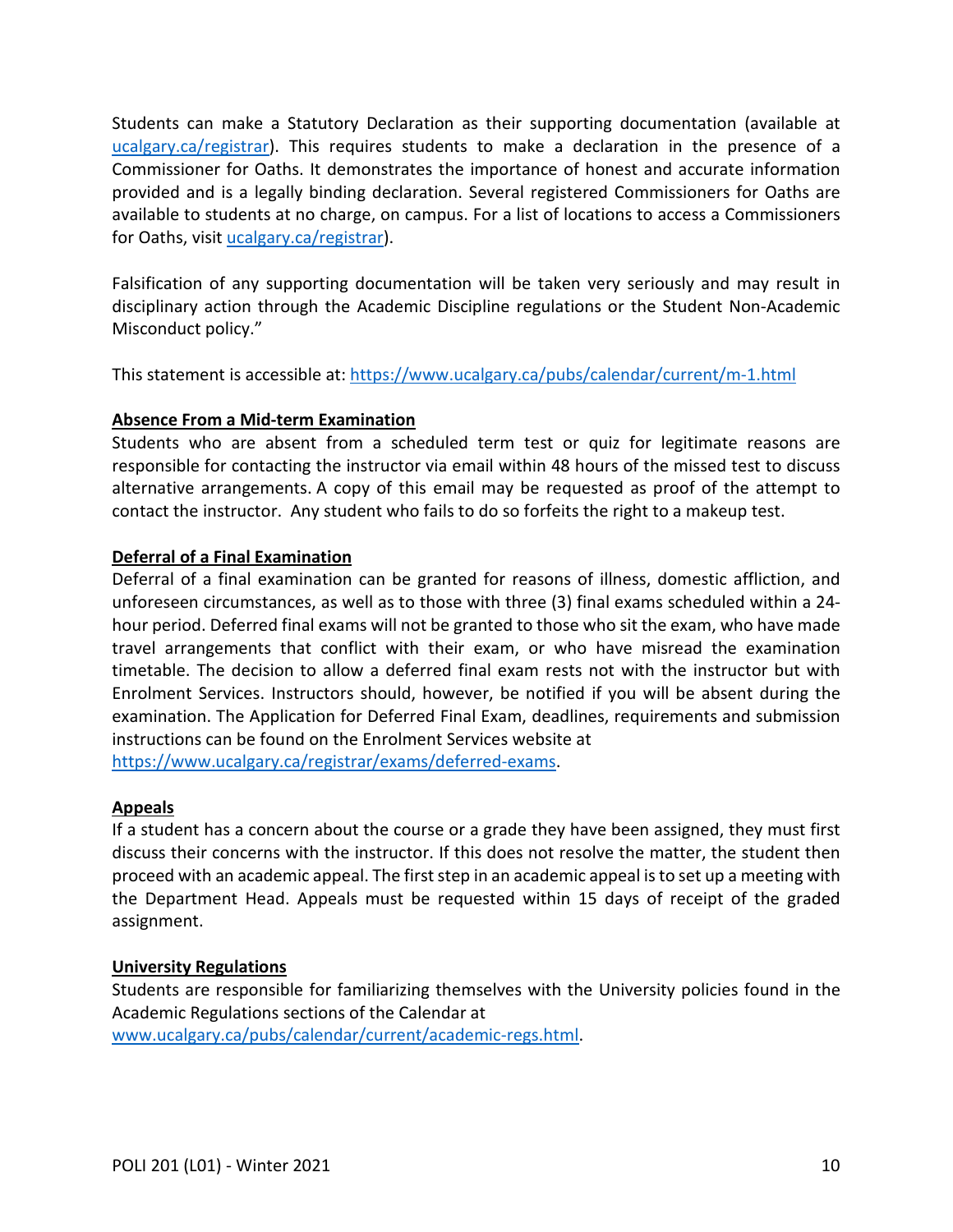Students can make a Statutory Declaration as their supporting documentation (available at [ucalgary.ca/registrar](ucalgary.ca/registrar)). This requires students to make a declaration in the presence of a Commissioner for Oaths. It demonstrates the importance of honest and accurate information provided and is a legally binding declaration. Several registered Commissioners for Oaths are available to students at no charge, on campus. For a list of locations to access a Commissioners for Oaths, visit [ucalgary.ca/registrar](ucalgary.ca/registrar)).

Falsification of any supporting documentation will be taken very seriously and may result in disciplinary action through the Academic Discipline regulations or the Student Non-Academic Misconduct policy."

This statement is accessible at: https://www.ucalgary.ca/pubs/calendar/current/m-1.html

**Absence From a Mid-term Examination**

Students who are absent from a scheduled term test or quiz for legitimate reasons are responsible for contacting the instructor via email within 48 hours of the missed test to discuss alternative arrangements. A copy of this email may be requested as proof of the attempt to contact the instructor. Any student who fails to do so forfeits the right to a makeup test.

**Deferral of a Final Examination**

Deferral of a final examination can be granted for reasons of illness, domestic affliction, and unforeseen circumstances, as well as to those with three (3) final exams scheduled within a 24-hour period. Deferred final exams will not be granted to those who sit the exam, who have made travel arrangements that conflict with their exam, or who have misread the examination timetable. The decision to allow a deferred final exam rests not with the instructor but with Enrolment Services. Instructors should, however, be notified if you will be absent during the examination. The Application for Deferred Final Exam, deadlines, requirements and submission instructions can be found on the Enrolment Services website at https://www.ucalgary.ca/registrar/exams/deferred-exams.

**Appeals**

If a student has a concern about the course or a grade they have been assigned, they must first discuss their concerns with the instructor. If this does not resolve the matter, the student then proceed with an academic appeal. The first step in an academic appeal is to set up a meeting with the Department Head. Appeals must be requested within 15 days of receipt of the graded assignment.

**University Regulations**

Students are responsible for familiarizing themselves with the University policies found in the Academic Regulations sections of the Calendar at www.ucalgary.ca/pubs/calendar/current/academic-regs.html.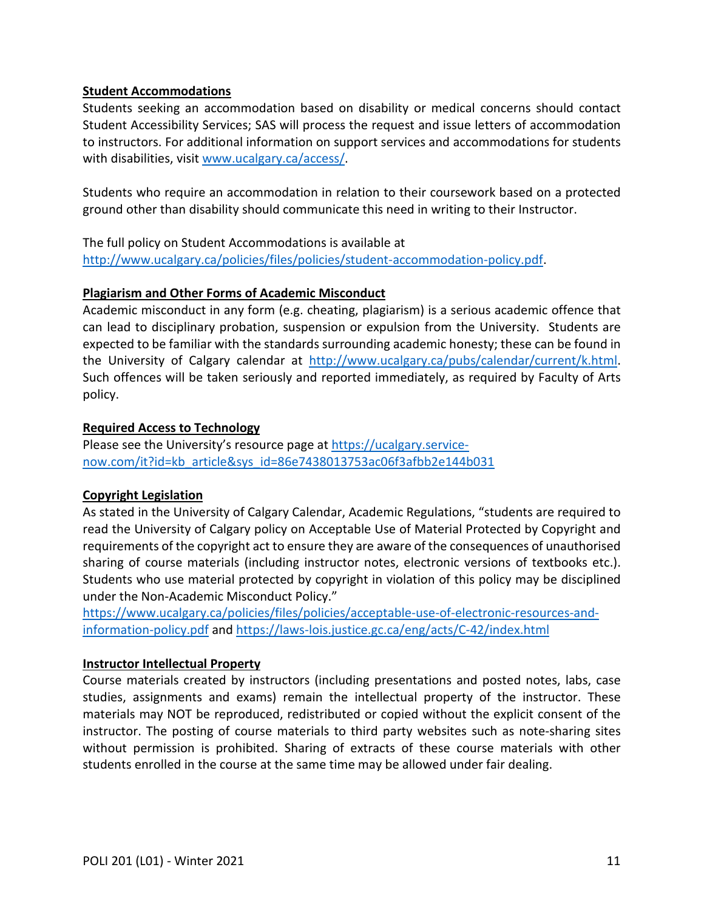**Student Accommodations**

Students seeking an accommodation based on disability or medical concerns should contact Student Accessibility Services; SAS will process the request and issue letters of accommodation to instructors. For additional information on support services and accommodations for students with disabilities, visit www.ucalgary.ca/access/.

Students who require an accommodation in relation to their coursework based on a protected ground other than disability should communicate this need in writing to their Instructor.

The full policy on Student Accommodations is available at http://www.ucalgary.ca/policies/files/policies/student-accommodation-policy.pdf.

**Plagiarism and Other Forms of Academic Misconduct**

Academic misconduct in any form (e.g. cheating, plagiarism) is a serious academic offence that can lead to disciplinary probation, suspension or expulsion from the University. Students are expected to be familiar with the standards surrounding academic honesty; these can be found in the University of Calgary calendar at http://www.ucalgary.ca/pubs/calendar/current/k.html. Such offences will be taken seriously and reported immediately, as required by Faculty of Arts policy.

**Required Access to Technology**

Please see the University's resource page at https://ucalgary.service-now.com/it?id=kb_article&sys_id=86e7438013753ac06f3afbb2e144b031

**Copyright Legislation**

As stated in the University of Calgary Calendar, Academic Regulations, "students are required to read the University of Calgary policy on Acceptable Use of Material Protected by Copyright and requirements of the copyright act to ensure they are aware of the consequences of unauthorised sharing of course materials (including instructor notes, electronic versions of textbooks etc.). Students who use material protected by copyright in violation of this policy may be disciplined under the Non-Academic Misconduct Policy."
https://www.ucalgary.ca/policies/files/policies/acceptable-use-of-electronic-resources-and-information-policy.pdf and https://laws-lois.justice.gc.ca/eng/acts/C-42/index.html

**Instructor Intellectual Property**

Course materials created by instructors (including presentations and posted notes, labs, case studies, assignments and exams) remain the intellectual property of the instructor. These materials may NOT be reproduced, redistributed or copied without the explicit consent of the instructor. The posting of course materials to third party websites such as note-sharing sites without permission is prohibited. Sharing of extracts of these course materials with other students enrolled in the course at the same time may be allowed under fair dealing.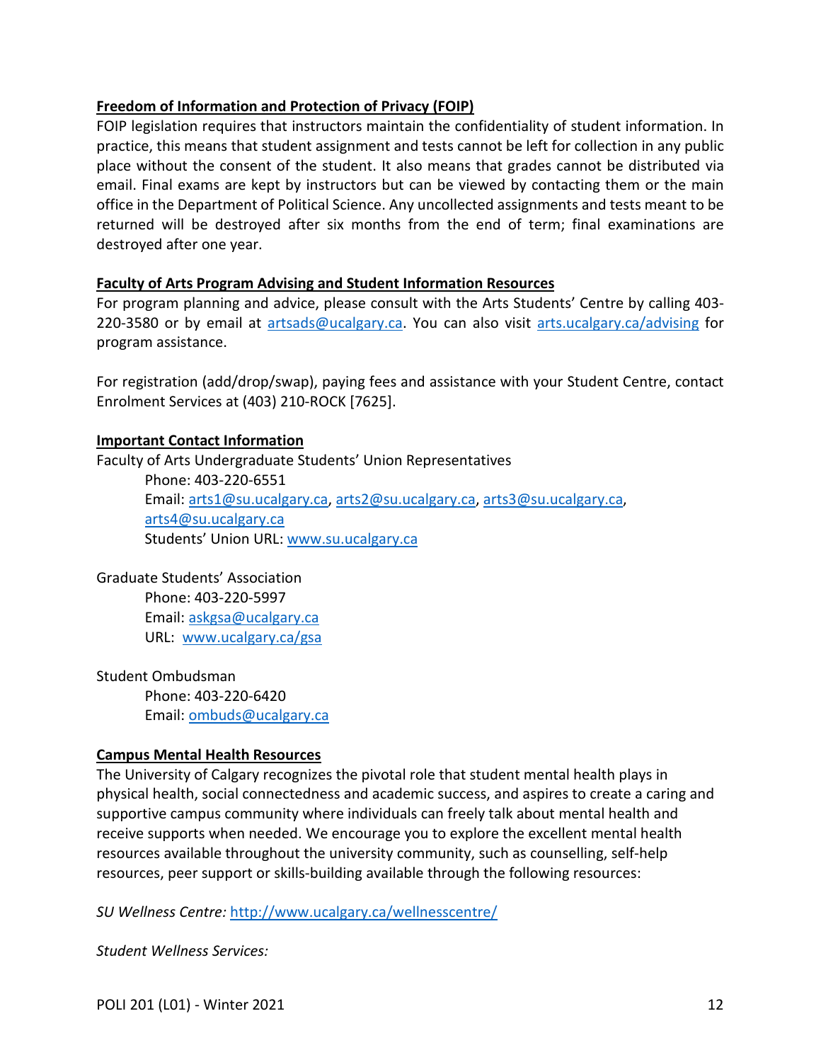**Freedom of Information and Protection of Privacy (FOIP)**

FOIP legislation requires that instructors maintain the confidentiality of student information. In practice, this means that student assignment and tests cannot be left for collection in any public place without the consent of the student. It also means that grades cannot be distributed via email. Final exams are kept by instructors but can be viewed by contacting them or the main office in the Department of Political Science. Any uncollected assignments and tests meant to be returned will be destroyed after six months from the end of term; final examinations are destroyed after one year.

**Faculty of Arts Program Advising and Student Information Resources**

For program planning and advice, please consult with the Arts Students' Centre by calling 403-220-3580 or by email at artsads@ucalgary.ca. You can also visit arts.ucalgary.ca/advising for program assistance.

For registration (add/drop/swap), paying fees and assistance with your Student Centre, contact Enrolment Services at (403) 210-ROCK [7625].

**Important Contact Information**

Faculty of Arts Undergraduate Students' Union Representatives
Phone: 403-220-6551
Email: arts1@su.ucalgary.ca, arts2@su.ucalgary.ca, arts3@su.ucalgary.ca, arts4@su.ucalgary.ca
Students' Union URL: www.su.ucalgary.ca

Graduate Students' Association
Phone: 403-220-5997
Email: askgsa@ucalgary.ca
URL: www.ucalgary.ca/gsa

Student Ombudsman
Phone: 403-220-6420
Email: ombuds@ucalgary.ca

**Campus Mental Health Resources**

The University of Calgary recognizes the pivotal role that student mental health plays in physical health, social connectedness and academic success, and aspires to create a caring and supportive campus community where individuals can freely talk about mental health and receive supports when needed. We encourage you to explore the excellent mental health resources available throughout the university community, such as counselling, self-help resources, peer support or skills-building available through the following resources:

*SU Wellness Centre:* http://www.ucalgary.ca/wellnesscentre/

*Student Wellness Services:*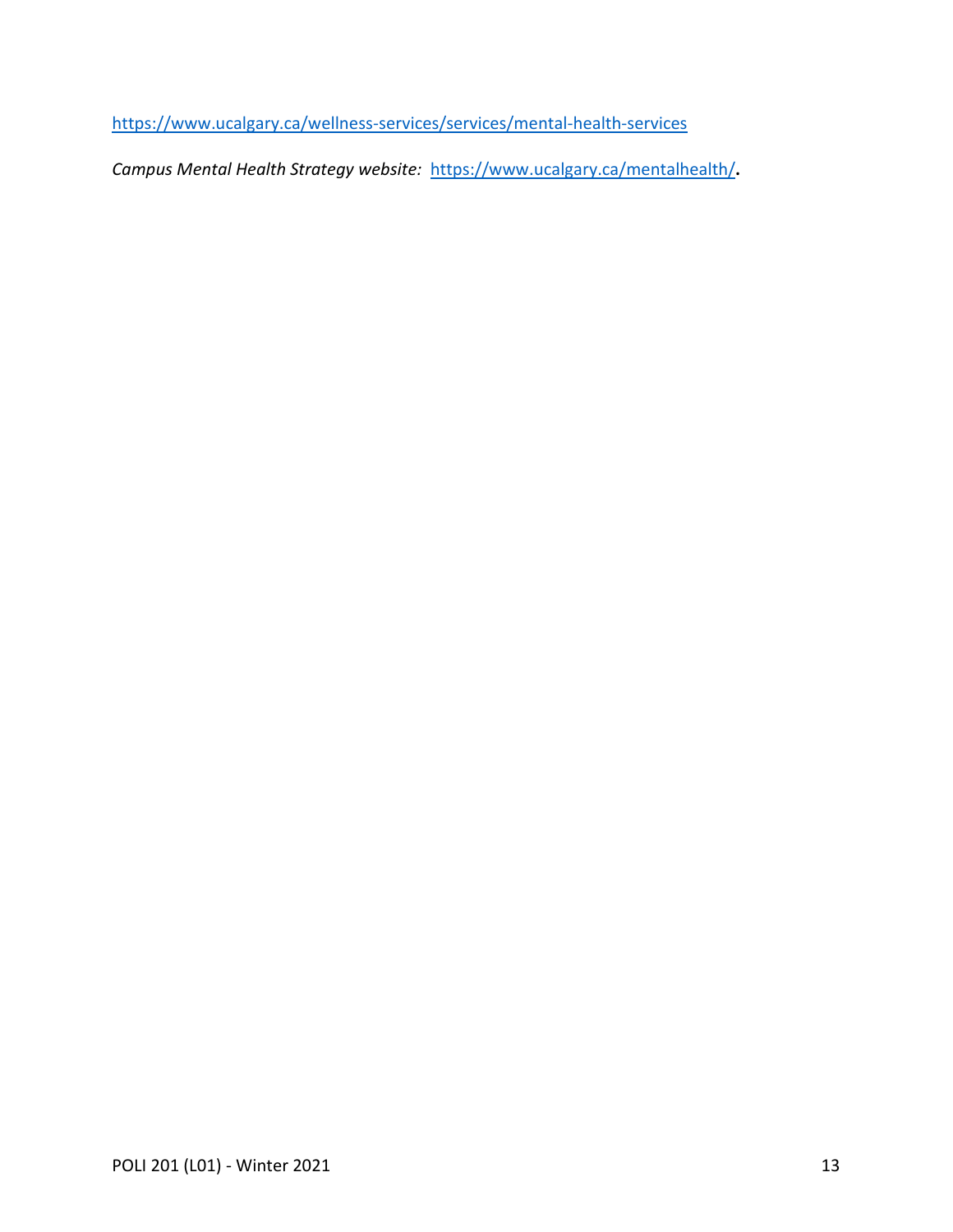https://www.ucalgary.ca/wellness-services/services/mental-health-services

*Campus Mental Health Strategy website:* https://www.ucalgary.ca/mentalhealth/.